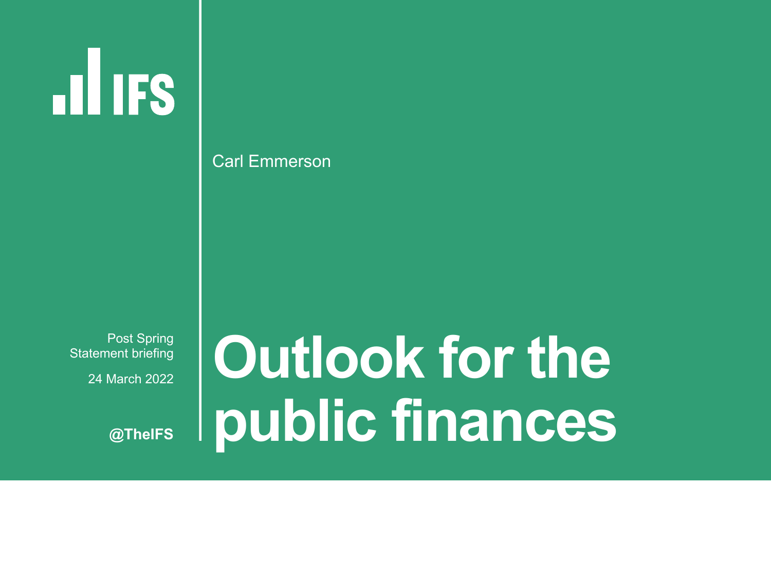IFS

Carl Emmerson

Post Spring Statement briefing

24 March 2022

@TheIFS

# Outlook for the public finances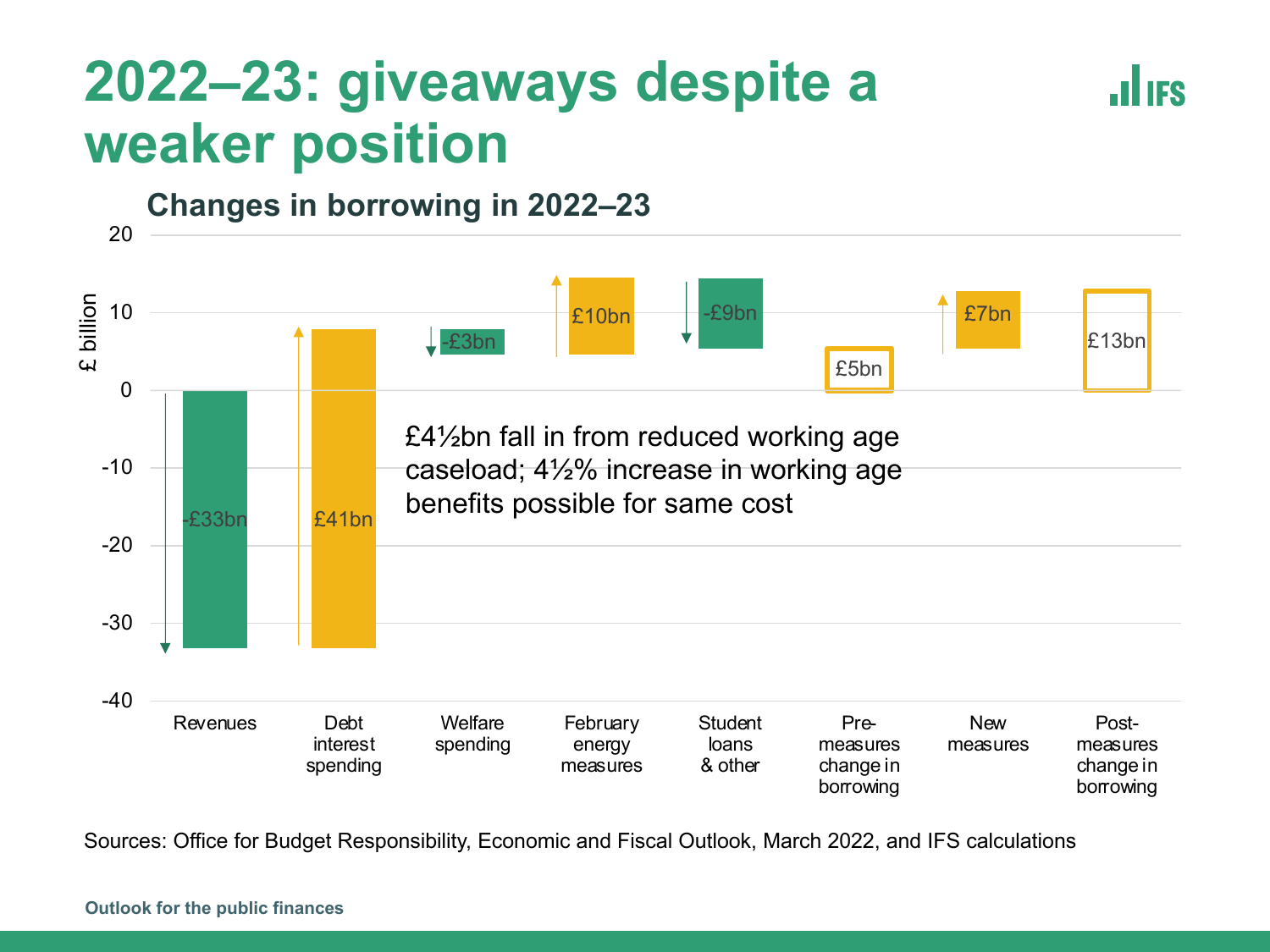# 2022–23: giveaways despite a weaker position

## Changes in borrowing in 2022–23

| Item | £ billion |
| --- | --- |
| Revenues | -£33bn |
| Debt interest spending | £41bn |
| Welfare spending | -£3bn |
| February energy measures | £10bn |
| Student loans & other | -£9bn |
| Pre-measures change in borrowing | £5bn |
| New measures | £7bn |
| Post-measures change in borrowing | £13bn |

£4½bn fall in from reduced working age caseload; 4½% increase in working age benefits possible for same cost

Sources: Office for Budget Responsibility, Economic and Fiscal Outlook, March 2022, and IFS calculations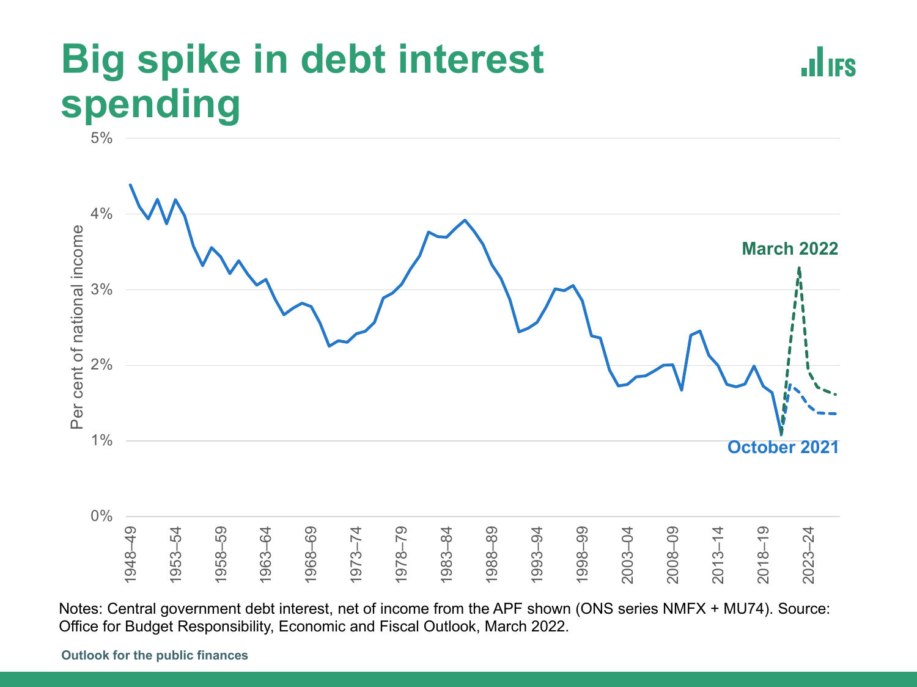# Big spike in debt interest spending

Notes: Central government debt interest, net of income from the APF shown (ONS series NMFX + MU74). Source: Office for Budget Responsibility, Economic and Fiscal Outlook, March 2022.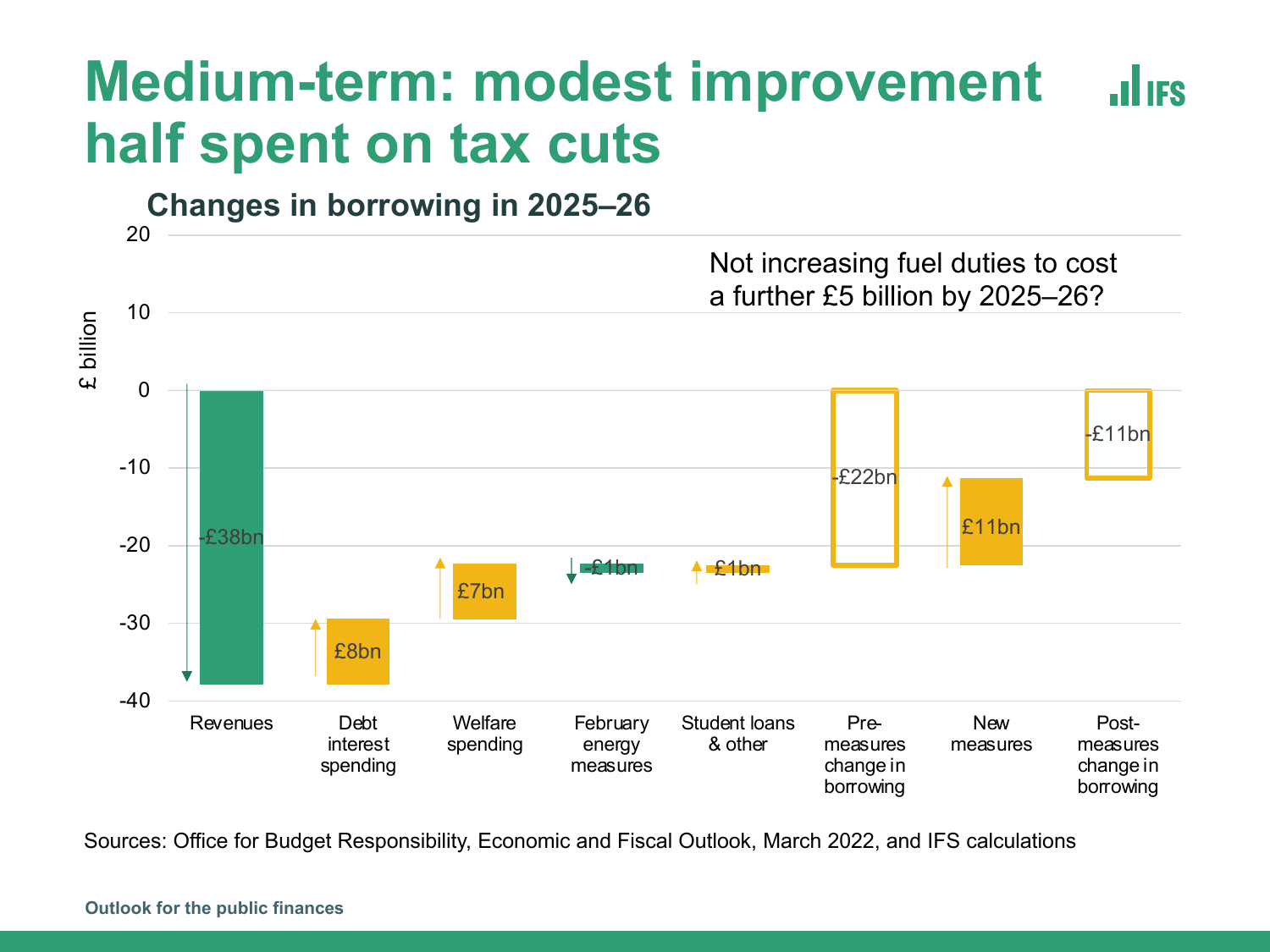# Medium-term: modest improvement half spent on tax cuts

## Changes in borrowing in 2025–26

Not increasing fuel duties to cost a further £5 billion by 2025–26?

| | £ billion |
|---|---|
| Revenues | -£38bn |
| Debt interest spending | £8bn |
| Welfare spending | £7bn |
| February energy measures | -£1bn |
| Student loans & other | £1bn |
| Pre-measures change in borrowing | -£22bn |
| New measures | £11bn |
| Post-measures change in borrowing | -£11bn |

Sources: Office for Budget Responsibility, Economic and Fiscal Outlook, March 2022, and IFS calculations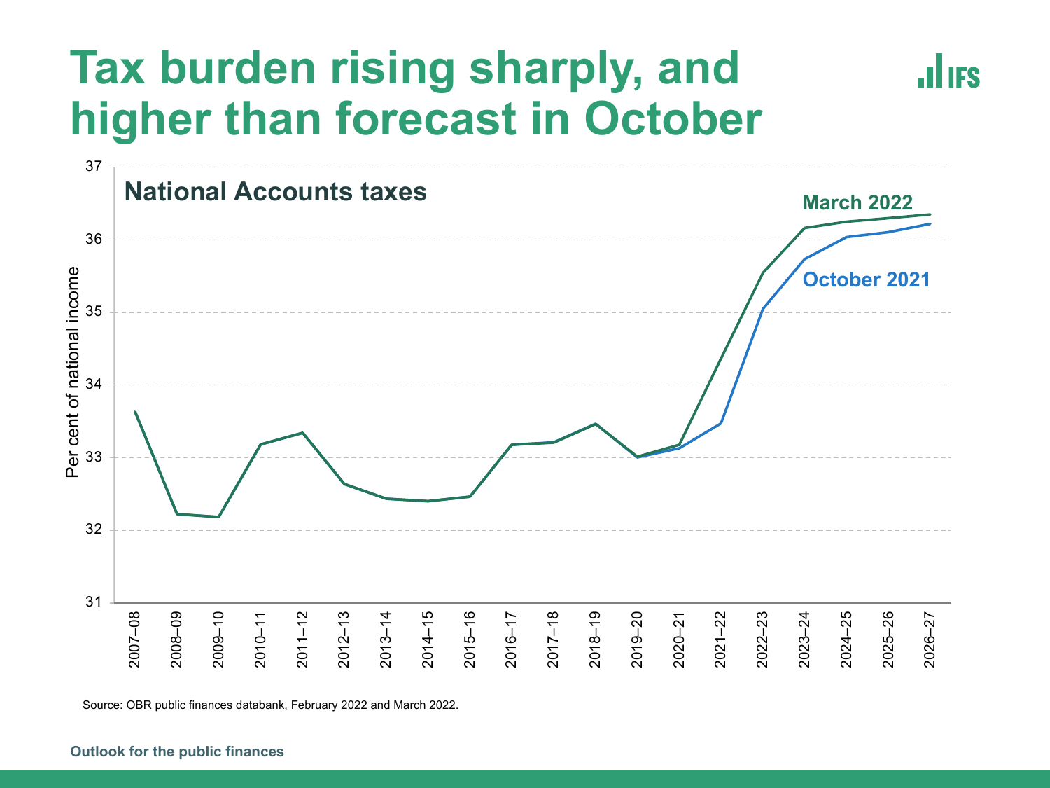# Tax burden rising sharply, and higher than forecast in October

**National Accounts taxes**

Per cent of national income

March 2022

October 2021

Source: OBR public finances databank, February 2022 and March 2022.

**Outlook for the public finances**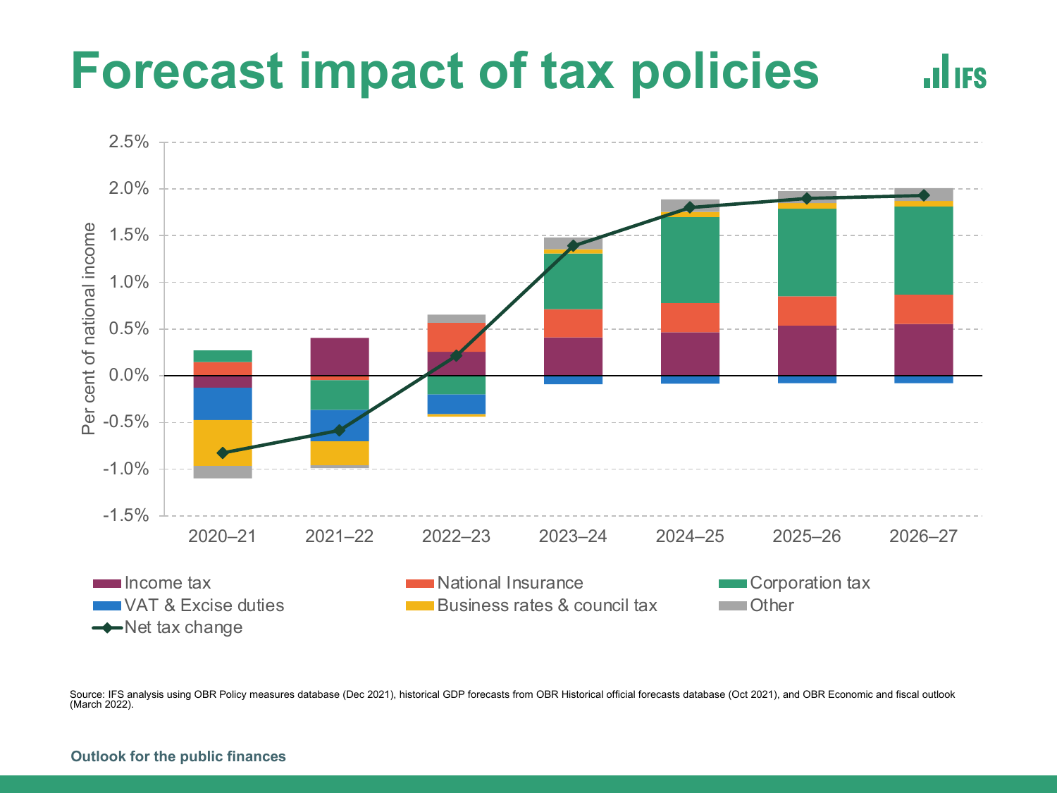# Forecast impact of tax policies

Per cent of national income

2.5%
2.0%
1.5%
1.0%
0.5%
0.0%
-0.5%
-1.0%
-1.5%

2020–21 | 2021–22 | 2022–23 | 2023–24 | 2024–25 | 2025–26 | 2026–27

- Income tax
- National Insurance
- Corporation tax
- VAT & Excise duties
- Business rates & council tax
- Other
- Net tax change

Source: IFS analysis using OBR Policy measures database (Dec 2021), historical GDP forecasts from OBR Historical official forecasts database (Oct 2021), and OBR Economic and fiscal outlook (March 2022).

Outlook for the public finances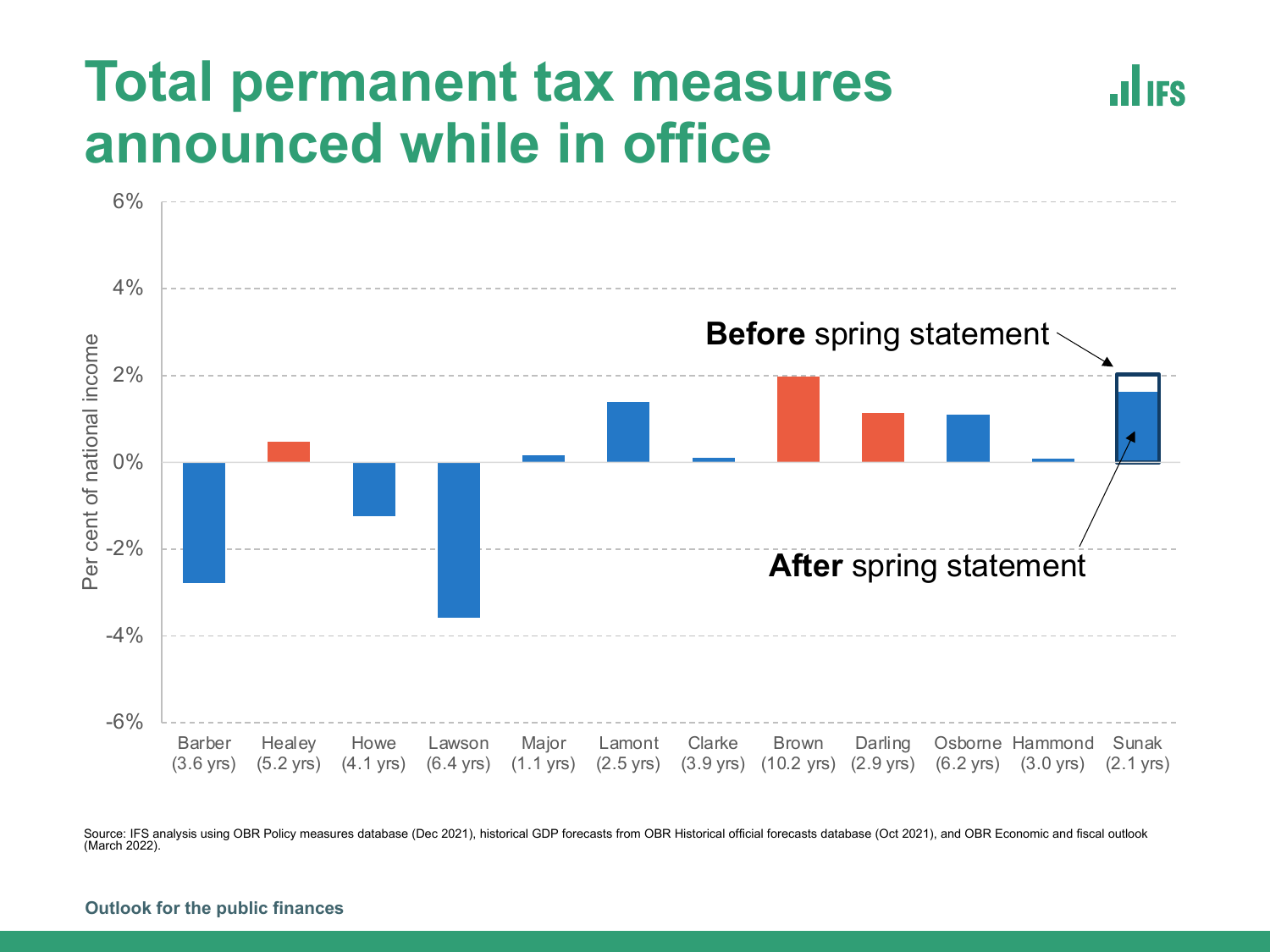# Total permanent tax measures announced while in office

Per cent of national income

| Chancellor | Total permanent tax measures (approx.) |
|---|---|
| Barber (3.6 yrs) | -2.8% |
| Healey (5.2 yrs) | 0.5% |
| Howe (4.1 yrs) | -1.2% |
| Lawson (6.4 yrs) | -3.6% |
| Major (1.1 yrs) | 0.2% |
| Lamont (2.5 yrs) | 1.4% |
| Clarke (3.9 yrs) | 0.1% |
| Brown (10.2 yrs) | 2.0% |
| Darling (2.9 yrs) | 1.1% |
| Osborne (6.2 yrs) | 1.1% |
| Hammond (3.0 yrs) | 0.1% |
| Sunak (2.1 yrs) | **Before** spring statement: 2.0%; **After** spring statement: 1.6% |

Source: IFS analysis using OBR Policy measures database (Dec 2021), historical GDP forecasts from OBR Historical official forecasts database (Oct 2021), and OBR Economic and fiscal outlook (March 2022).

Outlook for the public finances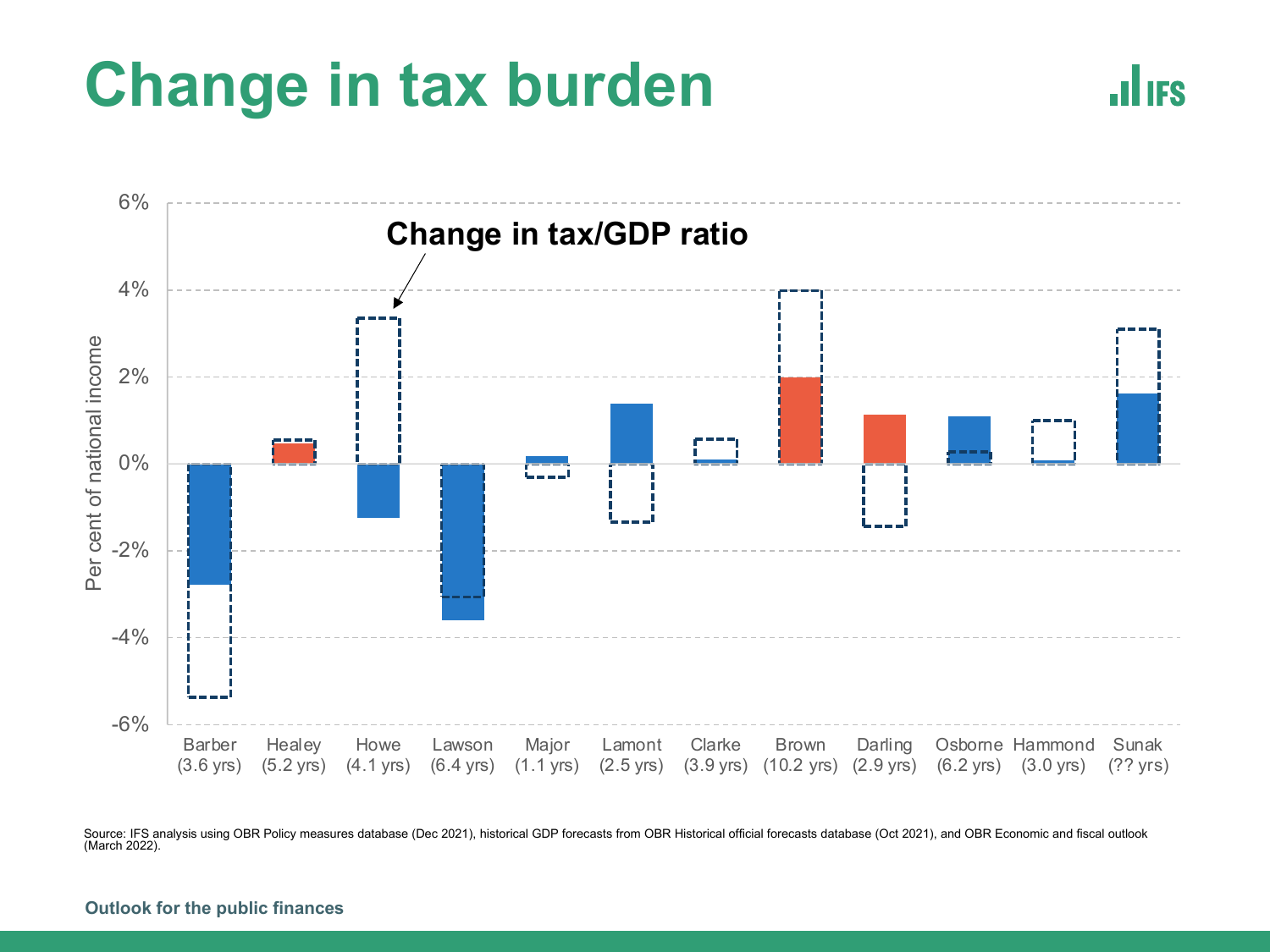# Change in tax burden

Change in tax/GDP ratio

6%
4%
2%
0%
-2%
-4%
-6%

Per cent of national income

Barber (3.6 yrs) | Healey (5.2 yrs) | Howe (4.1 yrs) | Lawson (6.4 yrs) | Major (1.1 yrs) | Lamont (2.5 yrs) | Clarke (3.9 yrs) | Brown (10.2 yrs) | Darling (2.9 yrs) | Osborne (6.2 yrs) | Hammond (3.0 yrs) | Sunak (?? yrs)

Source: IFS analysis using OBR Policy measures database (Dec 2021), historical GDP forecasts from OBR Historical official forecasts database (Oct 2021), and OBR Economic and fiscal outlook (March 2022).

Outlook for the public finances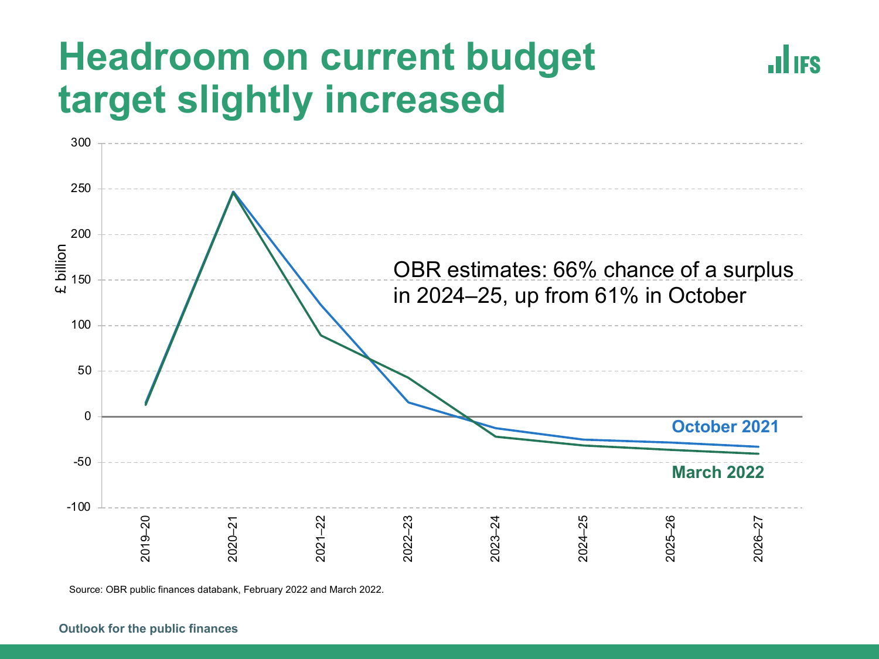# Headroom on current budget target slightly increased

OBR estimates: 66% chance of a surplus in 2024–25, up from 61% in October

Source: OBR public finances databank, February 2022 and March 2022.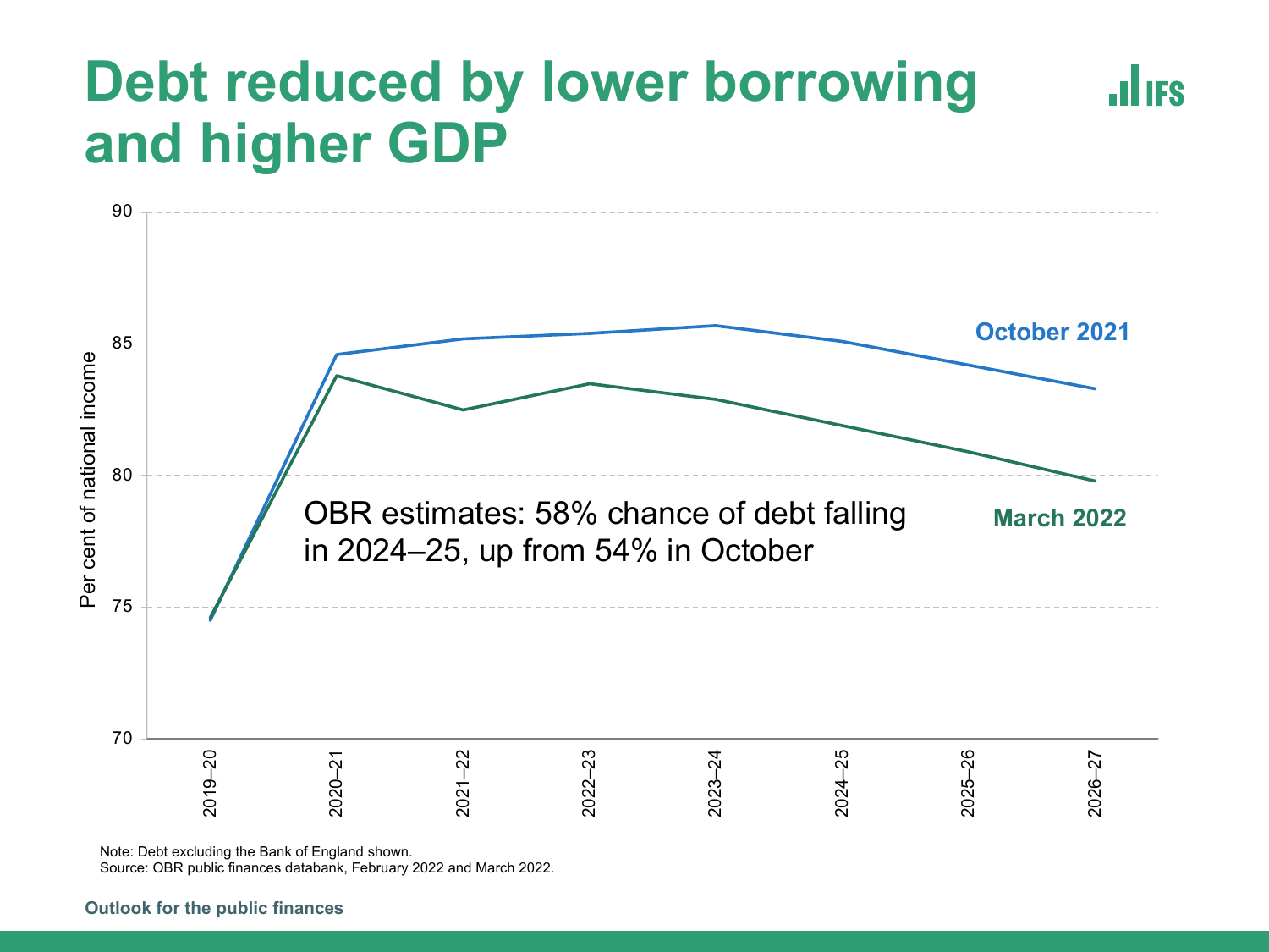# Debt reduced by lower borrowing and higher GDP

OBR estimates: 58% chance of debt falling in 2024–25, up from 54% in October

Note: Debt excluding the Bank of England shown.
Source: OBR public finances databank, February 2022 and March 2022.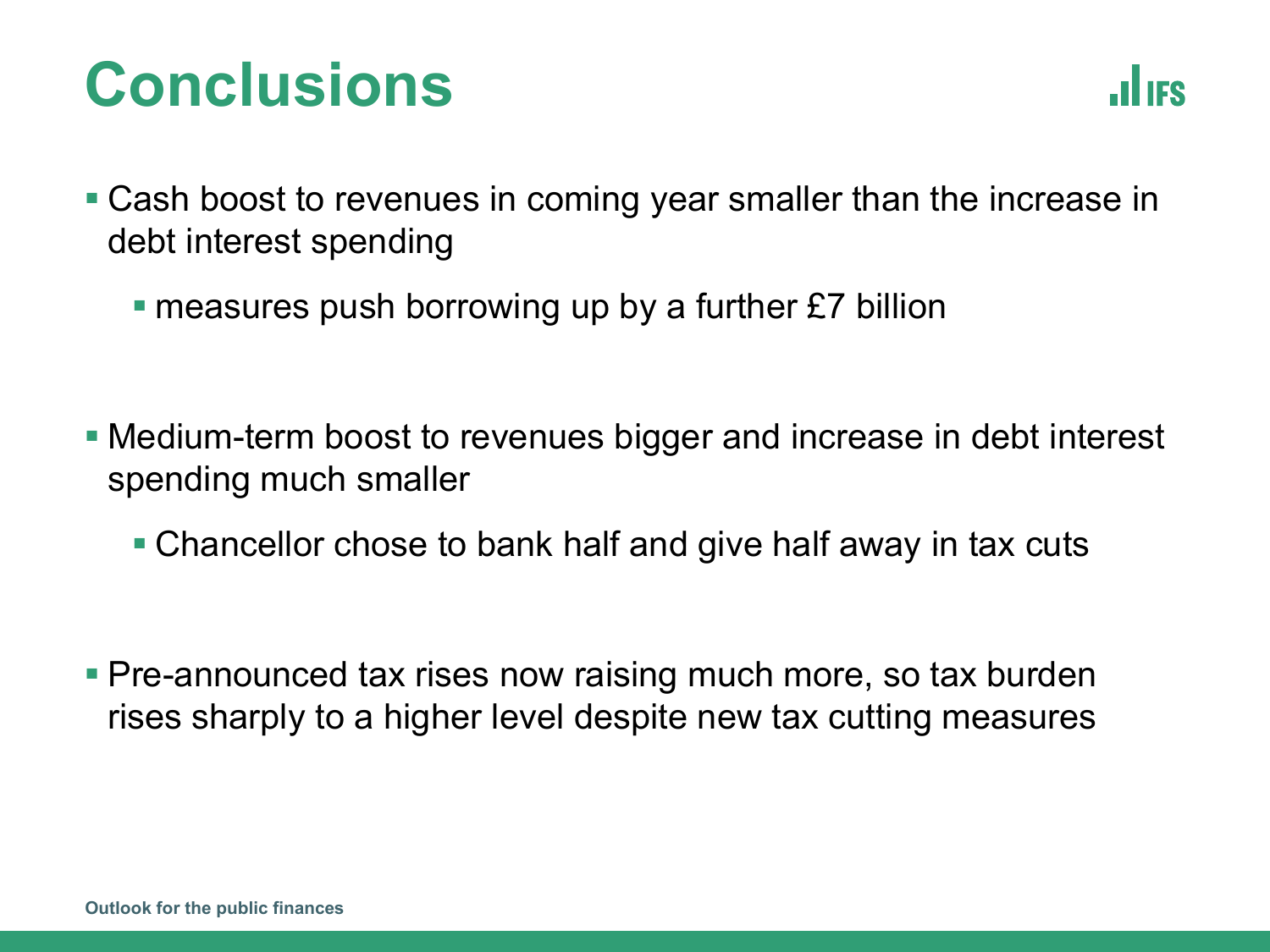# Conclusions

- Cash boost to revenues in coming year smaller than the increase in debt interest spending
  - measures push borrowing up by a further £7 billion

- Medium-term boost to revenues bigger and increase in debt interest spending much smaller
  - Chancellor chose to bank half and give half away in tax cuts

- Pre-announced tax rises now raising much more, so tax burden rises sharply to a higher level despite new tax cutting measures